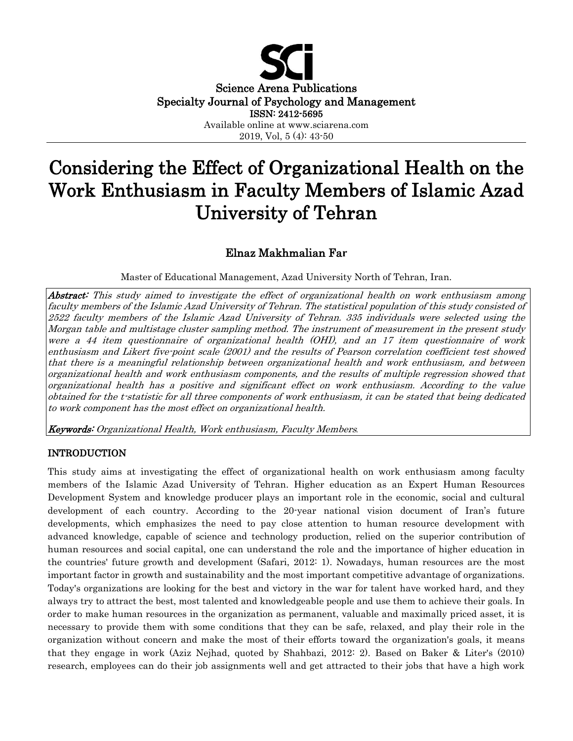Science Arena Publications
Specialty Journal of Psychology and Management
ISSN: 2412-5695
Available online at www.sciarena.com
2019, Vol, 5 (4): 43-50

# Considering the Effect of Organizational Health on the Work Enthusiasm in Faculty Members of Islamic Azad University of Tehran

**Elnaz Makhmalian Far**

Master of Educational Management, Azad University North of Tehran, Iran.

***Abstract:*** *This study aimed to investigate the effect of organizational health on work enthusiasm among faculty members of the Islamic Azad University of Tehran. The statistical population of this study consisted of 2522 faculty members of the Islamic Azad University of Tehran. 335 individuals were selected using the Morgan table and multistage cluster sampling method. The instrument of measurement in the present study were a 44 item questionnaire of organizational health (OHI), and an 17 item questionnaire of work enthusiasm and Likert five-point scale (2001) and the results of Pearson correlation coefficient test showed that there is a meaningful relationship between organizational health and work enthusiasm, and between organizational health and work enthusiasm components, and the results of multiple regression showed that organizational health has a positive and significant effect on work enthusiasm. According to the value obtained for the t-statistic for all three components of work enthusiasm, it can be stated that being dedicated to work component has the most effect on organizational health.*

***Keywords:*** *Organizational Health, Work enthusiasm, Faculty Members.*

## INTRODUCTION

This study aims at investigating the effect of organizational health on work enthusiasm among faculty members of the Islamic Azad University of Tehran. Higher education as an Expert Human Resources Development System and knowledge producer plays an important role in the economic, social and cultural development of each country. According to the 20-year national vision document of Iran's future developments, which emphasizes the need to pay close attention to human resource development with advanced knowledge, capable of science and technology production, relied on the superior contribution of human resources and social capital, one can understand the role and the importance of higher education in the countries' future growth and development (Safari, 2012: 1). Nowadays, human resources are the most important factor in growth and sustainability and the most important competitive advantage of organizations. Today's organizations are looking for the best and victory in the war for talent have worked hard, and they always try to attract the best, most talented and knowledgeable people and use them to achieve their goals. In order to make human resources in the organization as permanent, valuable and maximally priced asset, it is necessary to provide them with some conditions that they can be safe, relaxed, and play their role in the organization without concern and make the most of their efforts toward the organization's goals, it means that they engage in work (Aziz Nejhad, quoted by Shahbazi, 2012: 2). Based on Baker & Liter's (2010) research, employees can do their job assignments well and get attracted to their jobs that have a high work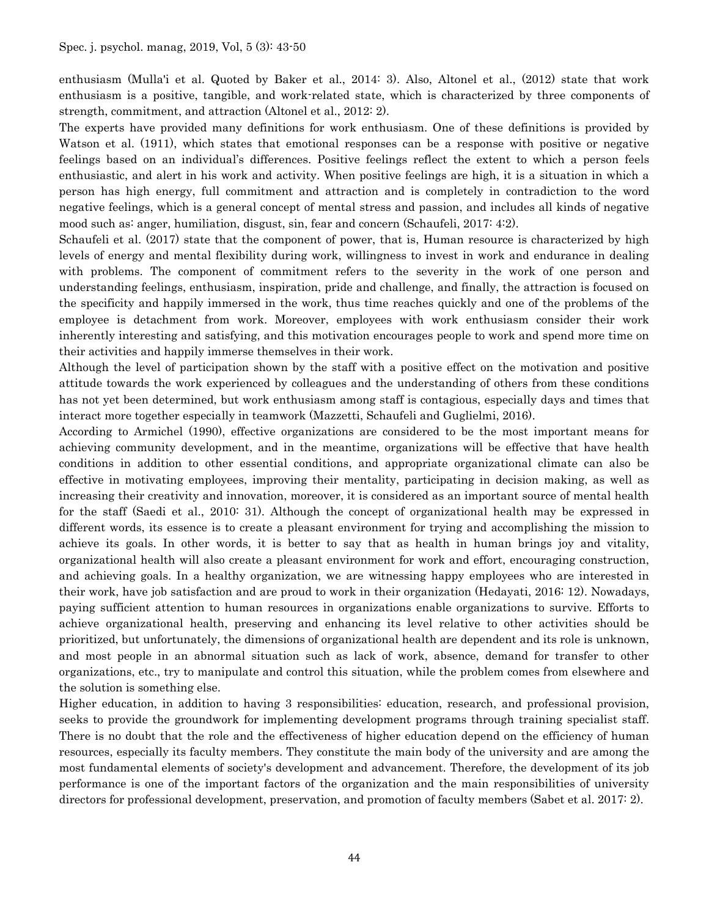enthusiasm (Mulla'i et al. Quoted by Baker et al., 2014: 3). Also, Altonel et al., (2012) state that work enthusiasm is a positive, tangible, and work-related state, which is characterized by three components of strength, commitment, and attraction (Altonel et al., 2012: 2).

The experts have provided many definitions for work enthusiasm. One of these definitions is provided by Watson et al. (1911), which states that emotional responses can be a response with positive or negative feelings based on an individual's differences. Positive feelings reflect the extent to which a person feels enthusiastic, and alert in his work and activity. When positive feelings are high, it is a situation in which a person has high energy, full commitment and attraction and is completely in contradiction to the word negative feelings, which is a general concept of mental stress and passion, and includes all kinds of negative mood such as: anger, humiliation, disgust, sin, fear and concern (Schaufeli, 2017: 4:2).

Schaufeli et al. (2017) state that the component of power, that is, Human resource is characterized by high levels of energy and mental flexibility during work, willingness to invest in work and endurance in dealing with problems. The component of commitment refers to the severity in the work of one person and understanding feelings, enthusiasm, inspiration, pride and challenge, and finally, the attraction is focused on the specificity and happily immersed in the work, thus time reaches quickly and one of the problems of the employee is detachment from work. Moreover, employees with work enthusiasm consider their work inherently interesting and satisfying, and this motivation encourages people to work and spend more time on their activities and happily immerse themselves in their work.

Although the level of participation shown by the staff with a positive effect on the motivation and positive attitude towards the work experienced by colleagues and the understanding of others from these conditions has not yet been determined, but work enthusiasm among staff is contagious, especially days and times that interact more together especially in teamwork (Mazzetti, Schaufeli and Guglielmi, 2016).

According to Armichel (1990), effective organizations are considered to be the most important means for achieving community development, and in the meantime, organizations will be effective that have health conditions in addition to other essential conditions, and appropriate organizational climate can also be effective in motivating employees, improving their mentality, participating in decision making, as well as increasing their creativity and innovation, moreover, it is considered as an important source of mental health for the staff (Saedi et al., 2010: 31). Although the concept of organizational health may be expressed in different words, its essence is to create a pleasant environment for trying and accomplishing the mission to achieve its goals. In other words, it is better to say that as health in human brings joy and vitality, organizational health will also create a pleasant environment for work and effort, encouraging construction, and achieving goals. In a healthy organization, we are witnessing happy employees who are interested in their work, have job satisfaction and are proud to work in their organization (Hedayati, 2016: 12). Nowadays, paying sufficient attention to human resources in organizations enable organizations to survive. Efforts to achieve organizational health, preserving and enhancing its level relative to other activities should be prioritized, but unfortunately, the dimensions of organizational health are dependent and its role is unknown, and most people in an abnormal situation such as lack of work, absence, demand for transfer to other organizations, etc., try to manipulate and control this situation, while the problem comes from elsewhere and the solution is something else.

Higher education, in addition to having 3 responsibilities: education, research, and professional provision, seeks to provide the groundwork for implementing development programs through training specialist staff. There is no doubt that the role and the effectiveness of higher education depend on the efficiency of human resources, especially its faculty members. They constitute the main body of the university and are among the most fundamental elements of society's development and advancement. Therefore, the development of its job performance is one of the important factors of the organization and the main responsibilities of university directors for professional development, preservation, and promotion of faculty members (Sabet et al. 2017: 2).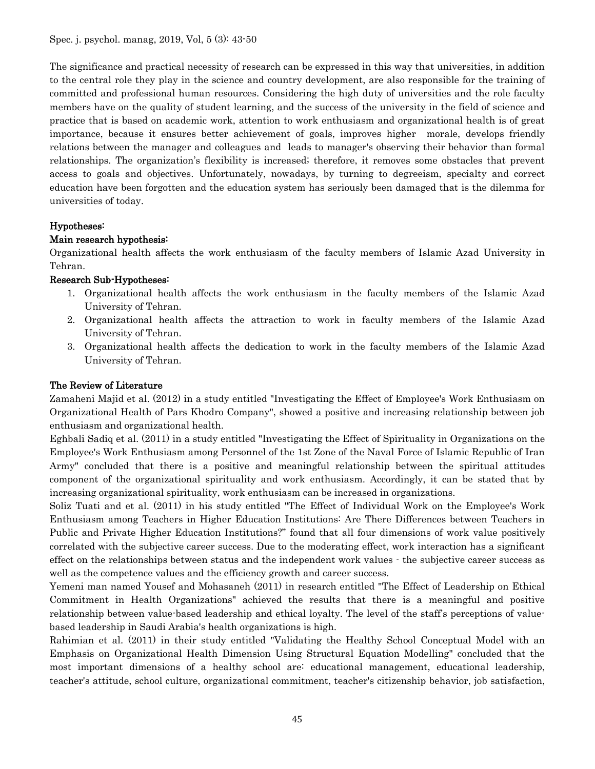The significance and practical necessity of research can be expressed in this way that universities, in addition to the central role they play in the science and country development, are also responsible for the training of committed and professional human resources. Considering the high duty of universities and the role faculty members have on the quality of student learning, and the success of the university in the field of science and practice that is based on academic work, attention to work enthusiasm and organizational health is of great importance, because it ensures better achievement of goals, improves higher morale, develops friendly relations between the manager and colleagues and leads to manager's observing their behavior than formal relationships. The organization's flexibility is increased; therefore, it removes some obstacles that prevent access to goals and objectives. Unfortunately, nowadays, by turning to degreeism, specialty and correct education have been forgotten and the education system has seriously been damaged that is the dilemma for universities of today.

## Hypotheses:

### Main research hypothesis:

Organizational health affects the work enthusiasm of the faculty members of Islamic Azad University in Tehran.

### Research Sub-Hypotheses:

1. Organizational health affects the work enthusiasm in the faculty members of the Islamic Azad University of Tehran.
2. Organizational health affects the attraction to work in faculty members of the Islamic Azad University of Tehran.
3. Organizational health affects the dedication to work in the faculty members of the Islamic Azad University of Tehran.

## The Review of Literature

Zamaheni Majid et al. (2012) in a study entitled "Investigating the Effect of Employee's Work Enthusiasm on Organizational Health of Pars Khodro Company", showed a positive and increasing relationship between job enthusiasm and organizational health.

Eghbali Sadiq et al. (2011) in a study entitled "Investigating the Effect of Spirituality in Organizations on the Employee's Work Enthusiasm among Personnel of the 1st Zone of the Naval Force of Islamic Republic of Iran Army" concluded that there is a positive and meaningful relationship between the spiritual attitudes component of the organizational spirituality and work enthusiasm. Accordingly, it can be stated that by increasing organizational spirituality, work enthusiasm can be increased in organizations.

Soliz Tuati and et al. (2011) in his study entitled "The Effect of Individual Work on the Employee's Work Enthusiasm among Teachers in Higher Education Institutions: Are There Differences between Teachers in Public and Private Higher Education Institutions?" found that all four dimensions of work value positively correlated with the subjective career success. Due to the moderating effect, work interaction has a significant effect on the relationships between status and the independent work values - the subjective career success as well as the competence values and the efficiency growth and career success.

Yemeni man named Yousef and Mohasaneh (2011) in research entitled "The Effect of Leadership on Ethical Commitment in Health Organizations" achieved the results that there is a meaningful and positive relationship between value-based leadership and ethical loyalty. The level of the staff's perceptions of value-based leadership in Saudi Arabia's health organizations is high.

Rahimian et al. (2011) in their study entitled "Validating the Healthy School Conceptual Model with an Emphasis on Organizational Health Dimension Using Structural Equation Modelling" concluded that the most important dimensions of a healthy school are: educational management, educational leadership, teacher's attitude, school culture, organizational commitment, teacher's citizenship behavior, job satisfaction,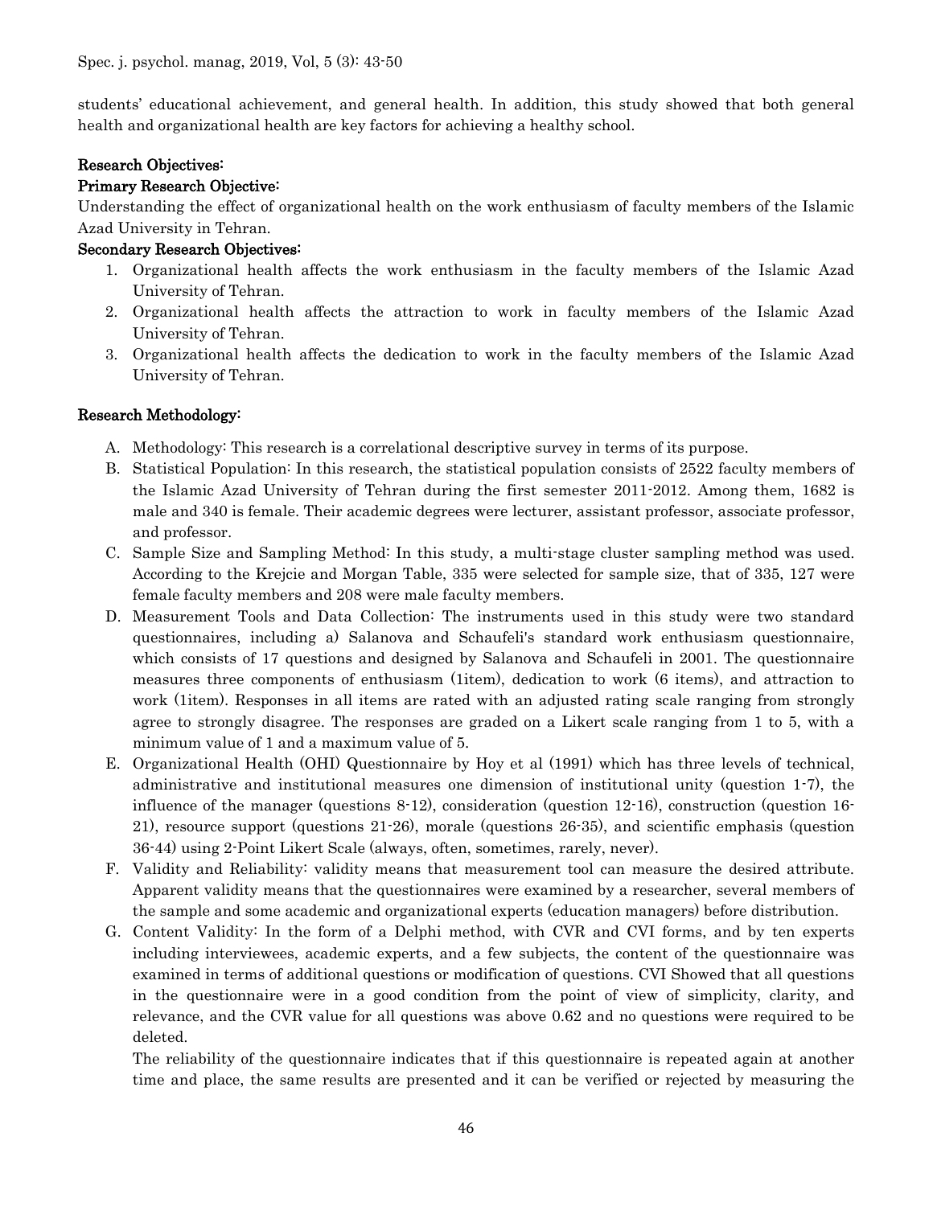students' educational achievement, and general health. In addition, this study showed that both general health and organizational health are key factors for achieving a healthy school.

## Research Objectives:

### Primary Research Objective:

Understanding the effect of organizational health on the work enthusiasm of faculty members of the Islamic Azad University in Tehran.

### Secondary Research Objectives:

1. Organizational health affects the work enthusiasm in the faculty members of the Islamic Azad University of Tehran.
2. Organizational health affects the attraction to work in faculty members of the Islamic Azad University of Tehran.
3. Organizational health affects the dedication to work in the faculty members of the Islamic Azad University of Tehran.

## Research Methodology:

A. Methodology: This research is a correlational descriptive survey in terms of its purpose.

B. Statistical Population: In this research, the statistical population consists of 2522 faculty members of the Islamic Azad University of Tehran during the first semester 2011-2012. Among them, 1682 is male and 340 is female. Their academic degrees were lecturer, assistant professor, associate professor, and professor.

C. Sample Size and Sampling Method: In this study, a multi-stage cluster sampling method was used. According to the Krejcie and Morgan Table, 335 were selected for sample size, that of 335, 127 were female faculty members and 208 were male faculty members.

D. Measurement Tools and Data Collection: The instruments used in this study were two standard questionnaires, including a) Salanova and Schaufeli's standard work enthusiasm questionnaire, which consists of 17 questions and designed by Salanova and Schaufeli in 2001. The questionnaire measures three components of enthusiasm (1item), dedication to work (6 items), and attraction to work (1item). Responses in all items are rated with an adjusted rating scale ranging from strongly agree to strongly disagree. The responses are graded on a Likert scale ranging from 1 to 5, with a minimum value of 1 and a maximum value of 5.

E. Organizational Health (OHI) Questionnaire by Hoy et al (1991) which has three levels of technical, administrative and institutional measures one dimension of institutional unity (question 1-7), the influence of the manager (questions 8-12), consideration (question 12-16), construction (question 16-21), resource support (questions 21-26), morale (questions 26-35), and scientific emphasis (question 36-44) using 2-Point Likert Scale (always, often, sometimes, rarely, never).

F. Validity and Reliability: validity means that measurement tool can measure the desired attribute. Apparent validity means that the questionnaires were examined by a researcher, several members of the sample and some academic and organizational experts (education managers) before distribution.

G. Content Validity: In the form of a Delphi method, with CVR and CVI forms, and by ten experts including interviewees, academic experts, and a few subjects, the content of the questionnaire was examined in terms of additional questions or modification of questions. CVI Showed that all questions in the questionnaire were in a good condition from the point of view of simplicity, clarity, and relevance, and the CVR value for all questions was above 0.62 and no questions were required to be deleted.

The reliability of the questionnaire indicates that if this questionnaire is repeated again at another time and place, the same results are presented and it can be verified or rejected by measuring the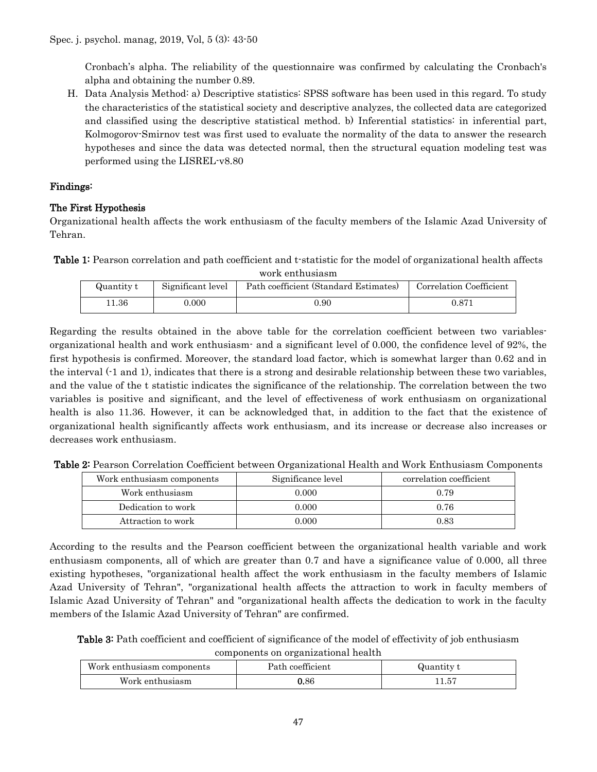Cronbach's alpha. The reliability of the questionnaire was confirmed by calculating the Cronbach's alpha and obtaining the number 0.89.

H. Data Analysis Method: a) Descriptive statistics: SPSS software has been used in this regard. To study the characteristics of the statistical society and descriptive analyzes, the collected data are categorized and classified using the descriptive statistical method. b) Inferential statistics: in inferential part, Kolmogorov-Smirnov test was first used to evaluate the normality of the data to answer the research hypotheses and since the data was detected normal, then the structural equation modeling test was performed using the LISREL-v8.80

## Findings:

### The First Hypothesis

Organizational health affects the work enthusiasm of the faculty members of the Islamic Azad University of Tehran.

**Table 1:** Pearson correlation and path coefficient and t-statistic for the model of organizational health affects work enthusiasm

| Quantity t | Significant level | Path coefficient (Standard Estimates) | Correlation Coefficient |
|---|---|---|---|
| 11.36 | 0.000 | 0.90 | 0.871 |

Regarding the results obtained in the above table for the correlation coefficient between two variables- organizational health and work enthusiasm- and a significant level of 0.000, the confidence level of 92%, the first hypothesis is confirmed. Moreover, the standard load factor, which is somewhat larger than 0.62 and in the interval (-1 and 1), indicates that there is a strong and desirable relationship between these two variables, and the value of the t statistic indicates the significance of the relationship. The correlation between the two variables is positive and significant, and the level of effectiveness of work enthusiasm on organizational health is also 11.36. However, it can be acknowledged that, in addition to the fact that the existence of organizational health significantly affects work enthusiasm, and its increase or decrease also increases or decreases work enthusiasm.

**Table 2:** Pearson Correlation Coefficient between Organizational Health and Work Enthusiasm Components

| Work enthusiasm components | Significance level | correlation coefficient |
|---|---|---|
| Work enthusiasm | 0.000 | 0.79 |
| Dedication to work | 0.000 | 0.76 |
| Attraction to work | 0.000 | 0.83 |

According to the results and the Pearson coefficient between the organizational health variable and work enthusiasm components, all of which are greater than 0.7 and have a significance value of 0.000, all three existing hypotheses, "organizational health affect the work enthusiasm in the faculty members of Islamic Azad University of Tehran", "organizational health affects the attraction to work in faculty members of Islamic Azad University of Tehran" and "organizational health affects the dedication to work in the faculty members of the Islamic Azad University of Tehran" are confirmed.

**Table 3:** Path coefficient and coefficient of significance of the model of effectivity of job enthusiasm components on organizational health

| Work enthusiasm components | Path coefficient | Quantity t |
|---|---|---|
| Work enthusiasm | 0.86 | 11.57 |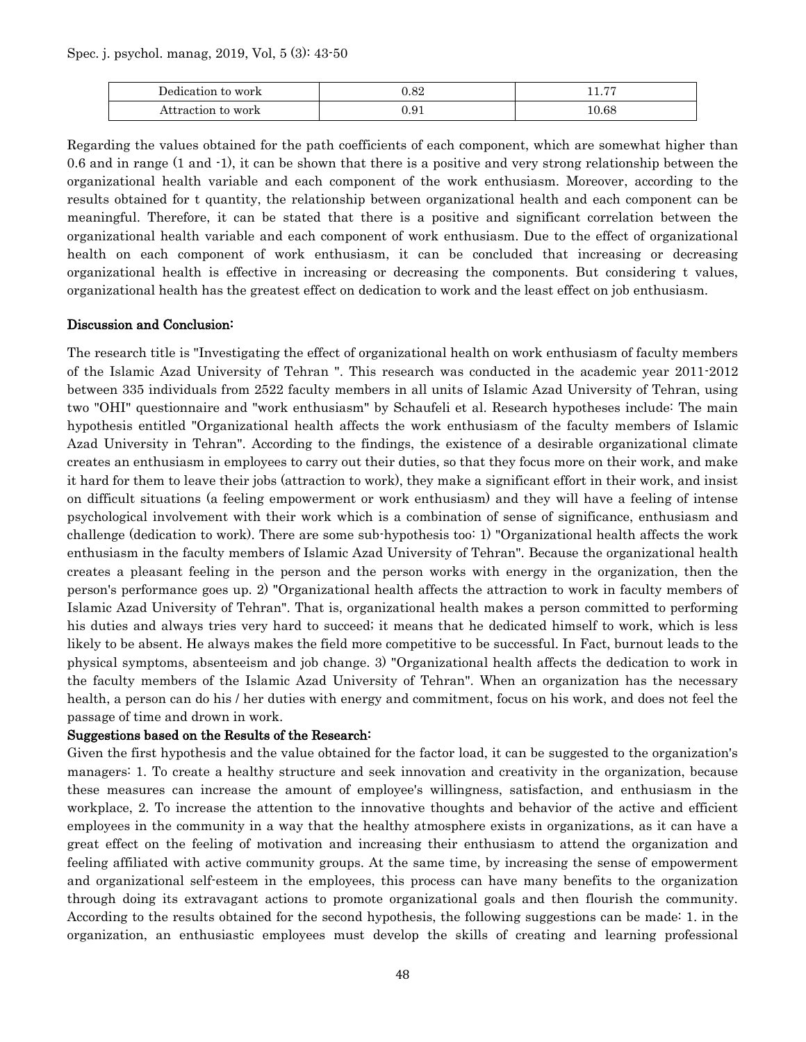| Dedication to work | 0.82 | 11.77 |
|---|---|---|
| Attraction to work | 0.91 | 10.68 |

Regarding the values obtained for the path coefficients of each component, which are somewhat higher than 0.6 and in range (1 and -1), it can be shown that there is a positive and very strong relationship between the organizational health variable and each component of the work enthusiasm. Moreover, according to the results obtained for t quantity, the relationship between organizational health and each component can be meaningful. Therefore, it can be stated that there is a positive and significant correlation between the organizational health variable and each component of work enthusiasm. Due to the effect of organizational health on each component of work enthusiasm, it can be concluded that increasing or decreasing organizational health is effective in increasing or decreasing the components. But considering t values, organizational health has the greatest effect on dedication to work and the least effect on job enthusiasm.

## Discussion and Conclusion:

The research title is "Investigating the effect of organizational health on work enthusiasm of faculty members of the Islamic Azad University of Tehran ". This research was conducted in the academic year 2011-2012 between 335 individuals from 2522 faculty members in all units of Islamic Azad University of Tehran, using two "OHI" questionnaire and "work enthusiasm" by Schaufeli et al. Research hypotheses include: The main hypothesis entitled "Organizational health affects the work enthusiasm of the faculty members of Islamic Azad University in Tehran". According to the findings, the existence of a desirable organizational climate creates an enthusiasm in employees to carry out their duties, so that they focus more on their work, and make it hard for them to leave their jobs (attraction to work), they make a significant effort in their work, and insist on difficult situations (a feeling empowerment or work enthusiasm) and they will have a feeling of intense psychological involvement with their work which is a combination of sense of significance, enthusiasm and challenge (dedication to work). There are some sub-hypothesis too: 1) "Organizational health affects the work enthusiasm in the faculty members of Islamic Azad University of Tehran". Because the organizational health creates a pleasant feeling in the person and the person works with energy in the organization, then the person's performance goes up. 2) "Organizational health affects the attraction to work in faculty members of Islamic Azad University of Tehran". That is, organizational health makes a person committed to performing his duties and always tries very hard to succeed; it means that he dedicated himself to work, which is less likely to be absent. He always makes the field more competitive to be successful. In Fact, burnout leads to the physical symptoms, absenteeism and job change. 3) "Organizational health affects the dedication to work in the faculty members of the Islamic Azad University of Tehran". When an organization has the necessary health, a person can do his / her duties with energy and commitment, focus on his work, and does not feel the passage of time and drown in work.

### Suggestions based on the Results of the Research:

Given the first hypothesis and the value obtained for the factor load, it can be suggested to the organization's managers: 1. To create a healthy structure and seek innovation and creativity in the organization, because these measures can increase the amount of employee's willingness, satisfaction, and enthusiasm in the workplace, 2. To increase the attention to the innovative thoughts and behavior of the active and efficient employees in the community in a way that the healthy atmosphere exists in organizations, as it can have a great effect on the feeling of motivation and increasing their enthusiasm to attend the organization and feeling affiliated with active community groups. At the same time, by increasing the sense of empowerment and organizational self-esteem in the employees, this process can have many benefits to the organization through doing its extravagant actions to promote organizational goals and then flourish the community. According to the results obtained for the second hypothesis, the following suggestions can be made: 1. in the organization, an enthusiastic employees must develop the skills of creating and learning professional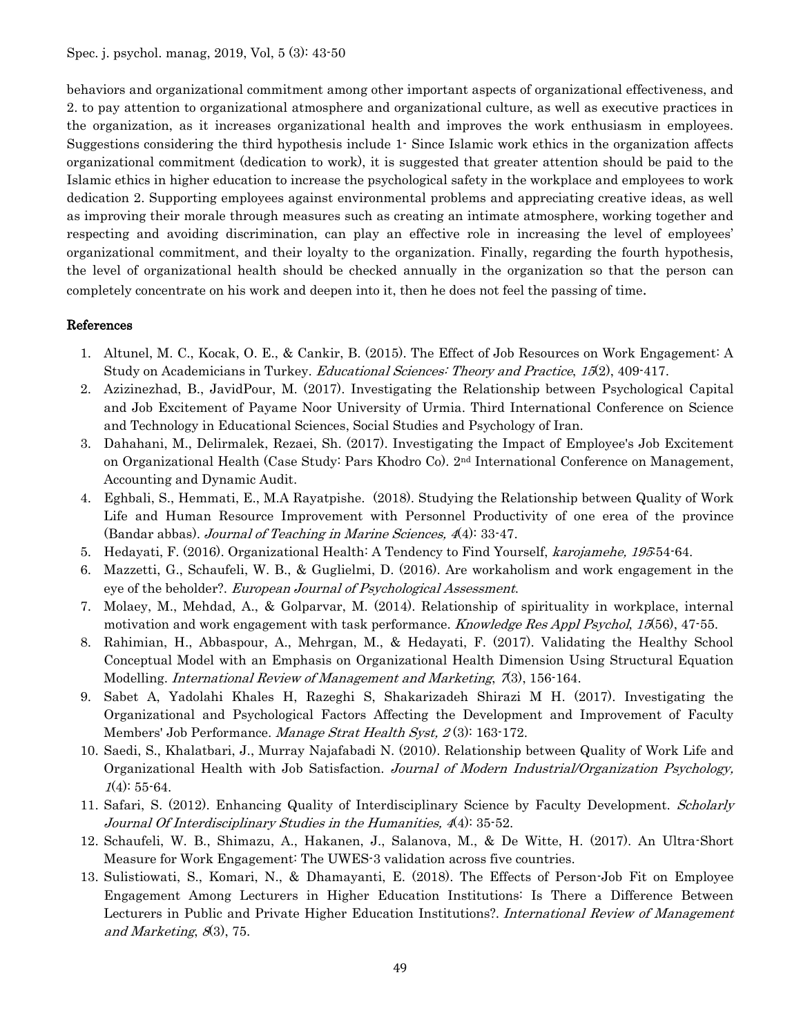behaviors and organizational commitment among other important aspects of organizational effectiveness, and 2. to pay attention to organizational atmosphere and organizational culture, as well as executive practices in the organization, as it increases organizational health and improves the work enthusiasm in employees. Suggestions considering the third hypothesis include 1- Since Islamic work ethics in the organization affects organizational commitment (dedication to work), it is suggested that greater attention should be paid to the Islamic ethics in higher education to increase the psychological safety in the workplace and employees to work dedication 2. Supporting employees against environmental problems and appreciating creative ideas, as well as improving their morale through measures such as creating an intimate atmosphere, working together and respecting and avoiding discrimination, can play an effective role in increasing the level of employees' organizational commitment, and their loyalty to the organization. Finally, regarding the fourth hypothesis, the level of organizational health should be checked annually in the organization so that the person can completely concentrate on his work and deepen into it, then he does not feel the passing of time.

## References

1. Altunel, M. C., Kocak, O. E., & Cankir, B. (2015). The Effect of Job Resources on Work Engagement: A Study on Academicians in Turkey. *Educational Sciences: Theory and Practice*, *15*(2), 409-417.
2. Azizinezhad, B., JavidPour, M. (2017). Investigating the Relationship between Psychological Capital and Job Excitement of Payame Noor University of Urmia. Third International Conference on Science and Technology in Educational Sciences, Social Studies and Psychology of Iran.
3. Dahahani, M., Delirmalek, Rezaei, Sh. (2017). Investigating the Impact of Employee's Job Excitement on Organizational Health (Case Study: Pars Khodro Co). 2nd International Conference on Management, Accounting and Dynamic Audit.
4. Eghbali, S., Hemmati, E., M.A Rayatpishe. (2018). Studying the Relationship between Quality of Work Life and Human Resource Improvement with Personnel Productivity of one erea of the province (Bandar abbas). *Journal of Teaching in Marine Sciences, 4*(4): 33-47.
5. Hedayati, F. (2016). Organizational Health: A Tendency to Find Yourself, *karojamehe, 195*:54-64.
6. Mazzetti, G., Schaufeli, W. B., & Guglielmi, D. (2016). Are workaholism and work engagement in the eye of the beholder?. *European Journal of Psychological Assessment*.
7. Molaey, M., Mehdad, A., & Golparvar, M. (2014). Relationship of spirituality in workplace, internal motivation and work engagement with task performance. *Knowledge Res Appl Psychol*, *15*(56), 47-55.
8. Rahimian, H., Abbaspour, A., Mehrgan, M., & Hedayati, F. (2017). Validating the Healthy School Conceptual Model with an Emphasis on Organizational Health Dimension Using Structural Equation Modelling. *International Review of Management and Marketing*, *7*(3), 156-164.
9. Sabet A, Yadolahi Khales H, Razeghi S, Shakarizadeh Shirazi M H. (2017). Investigating the Organizational and Psychological Factors Affecting the Development and Improvement of Faculty Members' Job Performance. *Manage Strat Health Syst, 2* (3): 163-172.
10. Saedi, S., Khalatbari, J., Murray Najafabadi N. (2010). Relationship between Quality of Work Life and Organizational Health with Job Satisfaction. *Journal of Modern Industrial/Organization Psychology, 1*(4): 55-64.
11. Safari, S. (2012). Enhancing Quality of Interdisciplinary Science by Faculty Development. *Scholarly Journal Of Interdisciplinary Studies in the Humanities, 4*(4): 35-52.
12. Schaufeli, W. B., Shimazu, A., Hakanen, J., Salanova, M., & De Witte, H. (2017). An Ultra-Short Measure for Work Engagement: The UWES-3 validation across five countries.
13. Sulistiowati, S., Komari, N., & Dhamayanti, E. (2018). The Effects of Person-Job Fit on Employee Engagement Among Lecturers in Higher Education Institutions: Is There a Difference Between Lecturers in Public and Private Higher Education Institutions?. *International Review of Management and Marketing*, *8*(3), 75.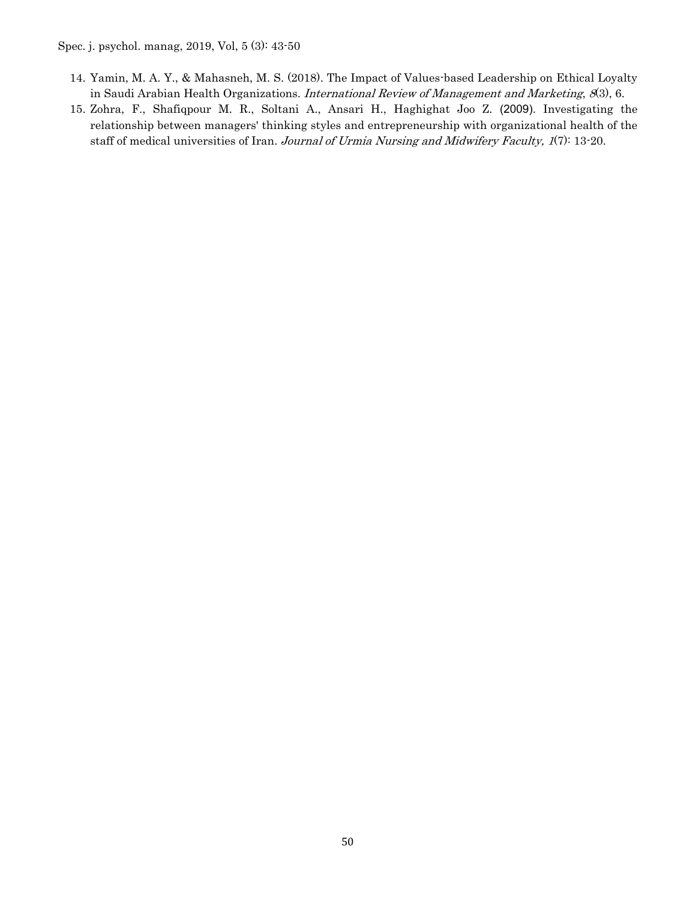14. Yamin, M. A. Y., & Mahasneh, M. S. (2018). The Impact of Values-based Leadership on Ethical Loyalty in Saudi Arabian Health Organizations. *International Review of Management and Marketing*, *8*(3), 6.
15. Zohra, F., Shafiqpour M. R., Soltani A., Ansari H., Haghighat Joo Z. (2009). Investigating the relationship between managers' thinking styles and entrepreneurship with organizational health of the staff of medical universities of Iran. *Journal of Urmia Nursing and Midwifery Faculty, 1*(7): 13-20.